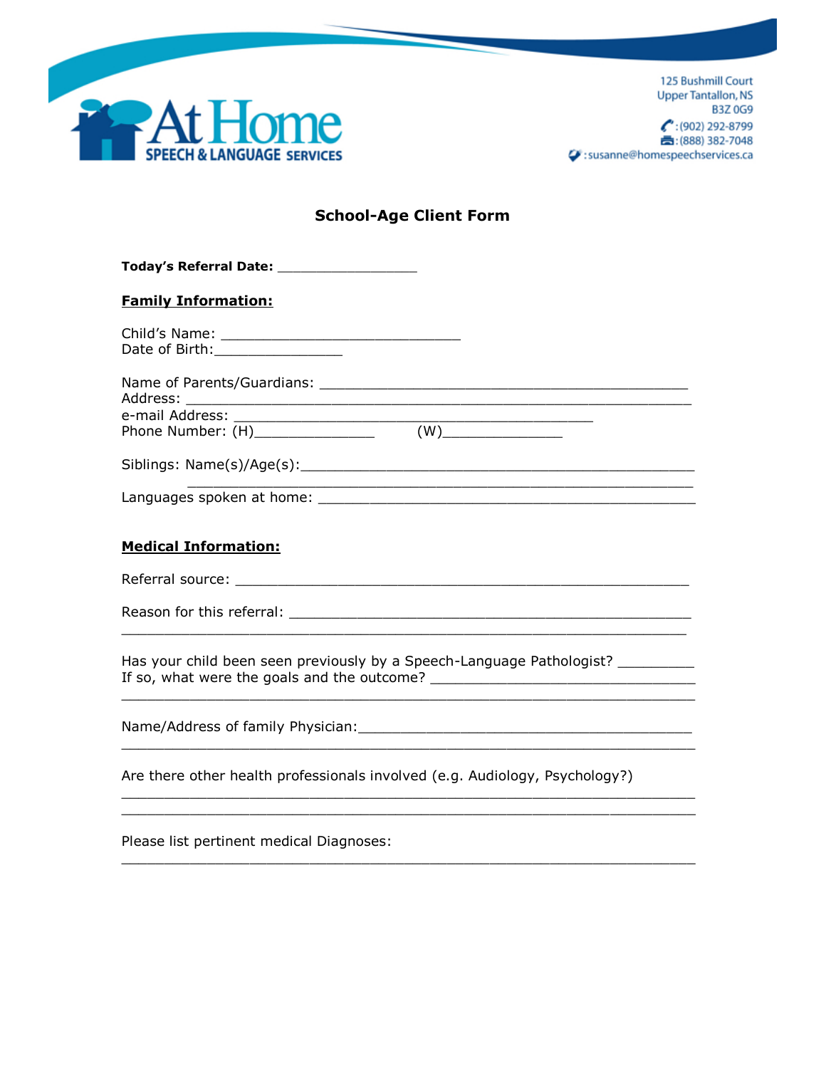At Home SPEECH & LANGUAGE SERVICES

125 Bushmill Court
Upper Tantallon, NS
B3Z 0G9
: (902) 292-8799
: (888) 382-7048
: susanne@homespeechservices.ca

# School-Age Client Form

**Today's Referral Date:** _________________

**Family Information:**

Child's Name: _____________________________
Date of Birth: _______________

Name of Parents/Guardians: _____________________________________________
Address: ___________________________________________________________
e-mail Address: ____________________________________________
Phone Number: (H)______________ (W)______________

Siblings: Name(s)/Age(s): ________________________________________________
___________________________________________________________

Languages spoken at home: ______________________________________________

**Medical Information:**

Referral source: ________________________________________________________

Reason for this referral: _________________________________________________
_____________________________________________________________________

Has your child been seen previously by a Speech-Language Pathologist? _________
If so, what were the goals and the outcome? ________________________________
_____________________________________________________________________

Name/Address of family Physician: __________________________________________
_____________________________________________________________________

Are there other health professionals involved (e.g. Audiology, Psychology?)
_____________________________________________________________________
_____________________________________________________________________

Please list pertinent medical Diagnoses:
_____________________________________________________________________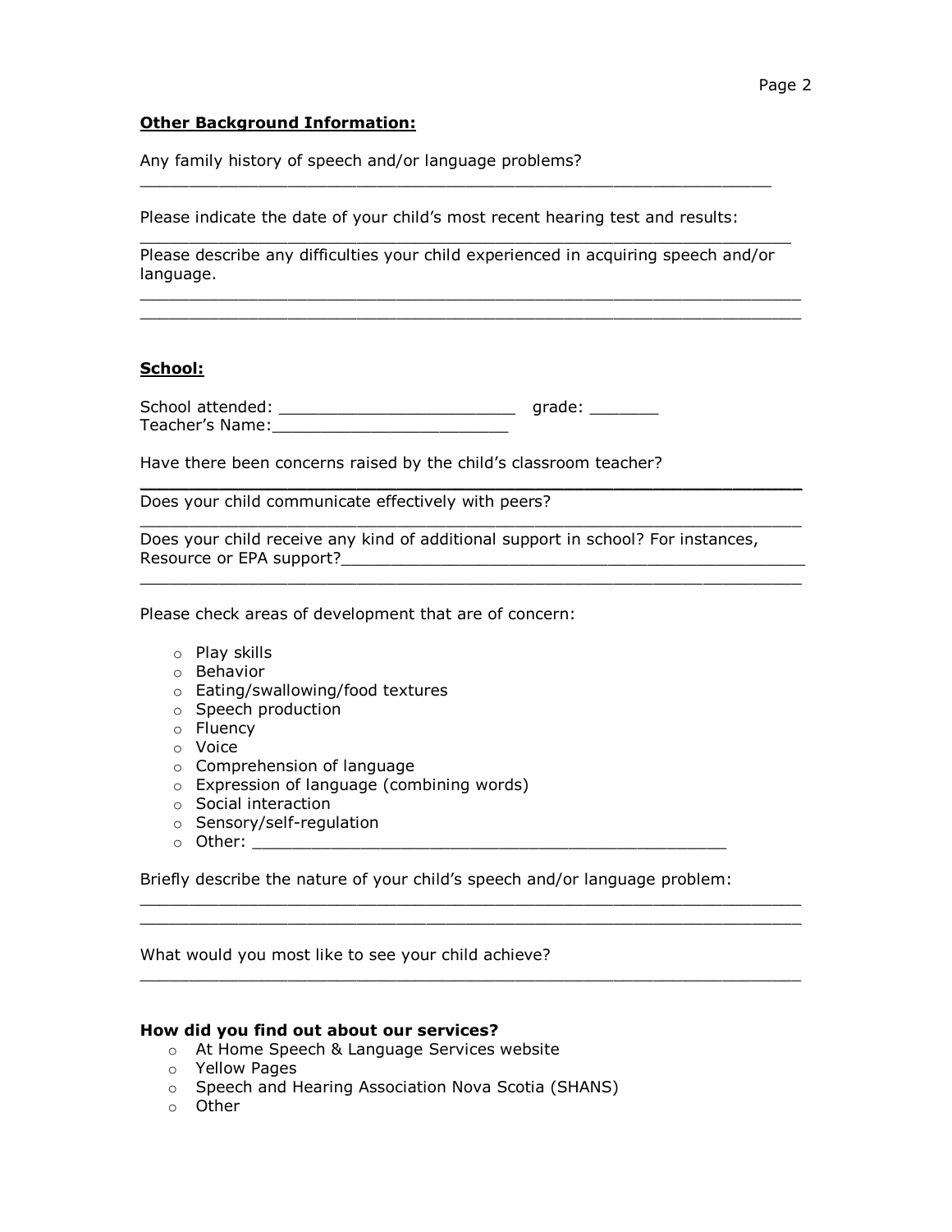**Other Background Information:**

Any family history of speech and/or language problems?
______________________________________________________________

Please indicate the date of your child's most recent hearing test and results:
______________________________________________________________

Please describe any difficulties your child experienced in acquiring speech and/or language.
______________________________________________________________
______________________________________________________________

**School:**

School attended: ________________________ grade: _______
Teacher's Name:________________________

Have there been concerns raised by the child's classroom teacher?
______________________________________________________________

Does your child communicate effectively with peers?
______________________________________________________________

Does your child receive any kind of additional support in school? For instances, Resource or EPA support?________________________________________________
______________________________________________________________

Please check areas of development that are of concern:

- Play skills
- Behavior
- Eating/swallowing/food textures
- Speech production
- Fluency
- Voice
- Comprehension of language
- Expression of language (combining words)
- Social interaction
- Sensory/self-regulation
- Other: _________________________________________________

Briefly describe the nature of your child's speech and/or language problem:
______________________________________________________________
______________________________________________________________

What would you most like to see your child achieve?
______________________________________________________________

**How did you find out about our services?**

- At Home Speech & Language Services website
- Yellow Pages
- Speech and Hearing Association Nova Scotia (SHANS)
- Other